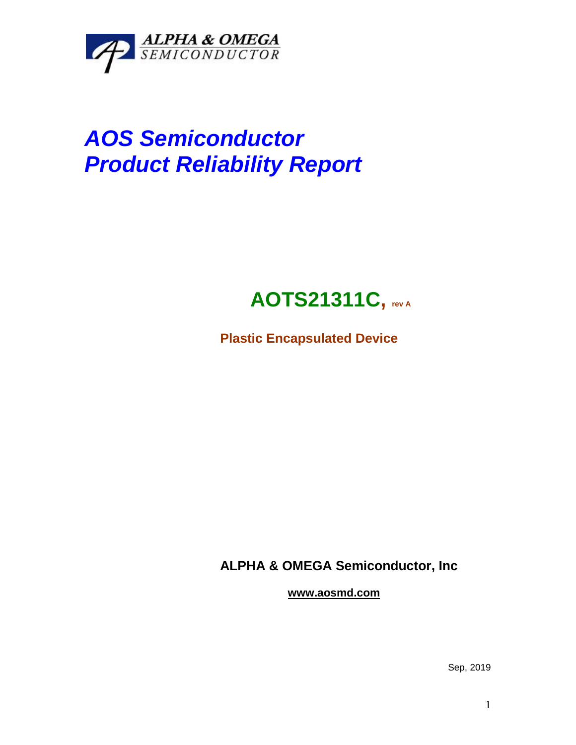ALPHA & OMEGA
SEMICONDUCTOR

# *AOS Semiconductor*
# *Product Reliability Report*

## AOTS21311C, rev A

**Plastic Encapsulated Device**

**ALPHA & OMEGA Semiconductor, Inc**

**www.aosmd.com**

Sep, 2019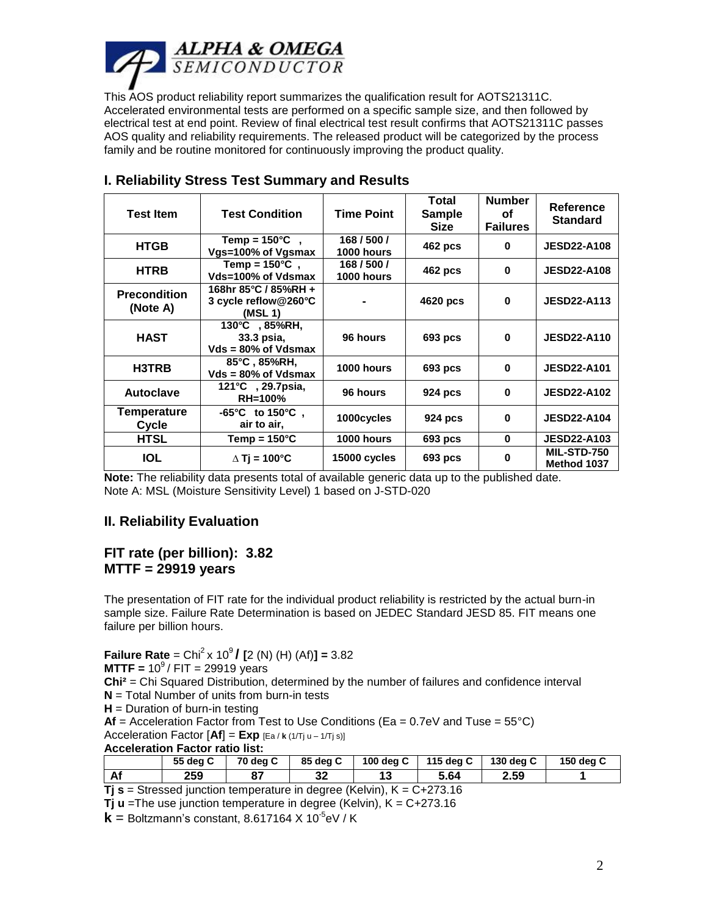ALPHA & OMEGA SEMICONDUCTOR

This AOS product reliability report summarizes the qualification result for AOTS21311C. Accelerated environmental tests are performed on a specific sample size, and then followed by electrical test at end point. Review of final electrical test result confirms that AOTS21311C passes AOS quality and reliability requirements. The released product will be categorized by the process family and be routine monitored for continuously improving the product quality.

## I. Reliability Stress Test Summary and Results

| Test Item | Test Condition | Time Point | Total Sample Size | Number of Failures | Reference Standard |
|---|---|---|---|---|---|
| HTGB | Temp = 150°C , Vgs=100% of Vgsmax | 168 / 500 / 1000 hours | 462 pcs | 0 | JESD22-A108 |
| HTRB | Temp = 150°C , Vds=100% of Vdsmax | 168 / 500 / 1000 hours | 462 pcs | 0 | JESD22-A108 |
| Precondition (Note A) | 168hr 85°C / 85%RH + 3 cycle reflow@260°C (MSL 1) | - | 4620 pcs | 0 | JESD22-A113 |
| HAST | 130°C , 85%RH, 33.3 psia, Vds = 80% of Vdsmax | 96 hours | 693 pcs | 0 | JESD22-A110 |
| H3TRB | 85°C , 85%RH, Vds = 80% of Vdsmax | 1000 hours | 693 pcs | 0 | JESD22-A101 |
| Autoclave | 121°C , 29.7psia, RH=100% | 96 hours | 924 pcs | 0 | JESD22-A102 |
| Temperature Cycle | -65°C to 150°C , air to air, | 1000cycles | 924 pcs | 0 | JESD22-A104 |
| HTSL | Temp = 150°C | 1000 hours | 693 pcs | 0 | JESD22-A103 |
| IOL | $\Delta$ Tj = 100°C | 15000 cycles | 693 pcs | 0 | MIL-STD-750 Method 1037 |

**Note:** The reliability data presents total of available generic data up to the published date.
Note A: MSL (Moisture Sensitivity Level) 1 based on J-STD-020

## II. Reliability Evaluation

### FIT rate (per billion): 3.82
### MTTF = 29919 years

The presentation of FIT rate for the individual product reliability is restricted by the actual burn-in sample size. Failure Rate Determination is based on JEDEC Standard JESD 85. FIT means one failure per billion hours.

**Failure Rate** = $Chi^2 \times 10^9$ **/ [**2 (N) (H) (Af)**] =** 3.82
**MTTF =** $10^9$ / FIT = 29919 years
**Chi²** = Chi Squared Distribution, determined by the number of failures and confidence interval
**N** = Total Number of units from burn-in tests
**H** = Duration of burn-in testing
**Af** = Acceleration Factor from Test to Use Conditions (Ea = 0.7eV and Tuse = 55°C)
Acceleration Factor [**Af**] = **Exp** [Ea / **k** (1/Tj u – 1/Tj s)]

**Acceleration Factor ratio list:**

| | 55 deg C | 70 deg C | 85 deg C | 100 deg C | 115 deg C | 130 deg C | 150 deg C |
|---|---|---|---|---|---|---|---|
| Af | 259 | 87 | 32 | 13 | 5.64 | 2.59 | 1 |

**Tj s** = Stressed junction temperature in degree (Kelvin), K = C+273.16
**Tj u** =The use junction temperature in degree (Kelvin), K = C+273.16
**k** = Boltzmann's constant, $8.617164 \times 10^{-5}$eV / K